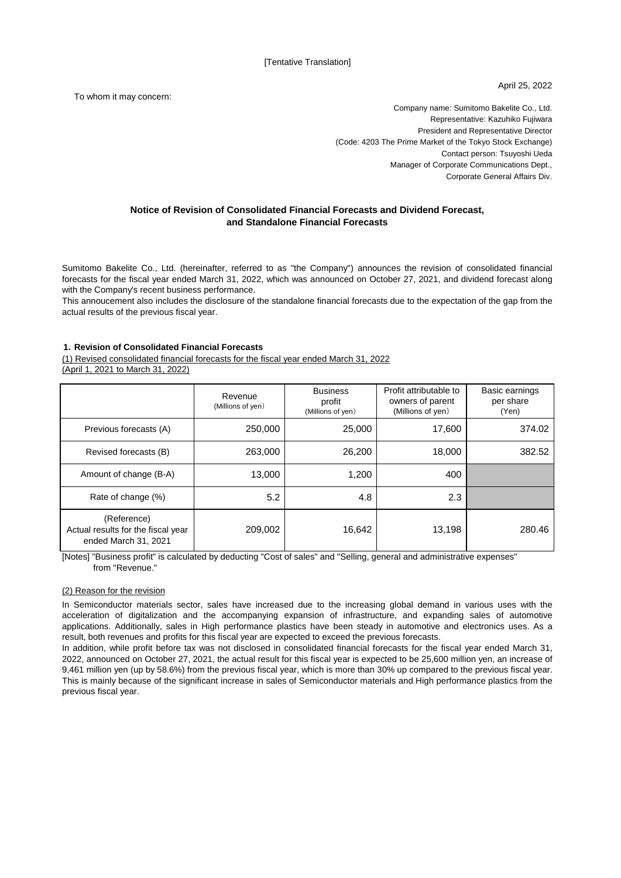[Tentative Translation]

April 25, 2022

To whom it may concern:

Company name: Sumitomo Bakelite Co., Ltd.
Representative: Kazuhiko Fujiwara
President and Representative Director
(Code: 4203 The Prime Market of the Tokyo Stock Exchange)
Contact person: Tsuyoshi Ueda
Manager of Corporate Communications Dept.,
Corporate General Affairs Div.

## Notice of Revision of Consolidated Financial Forecasts and Dividend Forecast, and Standalone Financial Forecasts

Sumitomo Bakelite Co., Ltd. (hereinafter, referred to as "the Company") announces the revision of consolidated financial forecasts for the fiscal year ended March 31, 2022, which was announced on October 27, 2021, and dividend forecast along with the Company's recent business performance.
This annoucement also includes the disclosure of the standalone financial forecasts due to the expectation of the gap from the actual results of the previous fiscal year.

### 1. Revision of Consolidated Financial Forecasts

(1) Revised consolidated financial forecasts for the fiscal year ended March 31, 2022
(April 1, 2021 to March 31, 2022)

| | Revenue (Millions of yen) | Business profit (Millions of yen) | Profit attributable to owners of parent (Millions of yen) | Basic earnings per share (Yen) |
|---|---|---|---|---|
| Previous forecasts (A) | 250,000 | 25,000 | 17,600 | 374.02 |
| Revised forecasts (B) | 263,000 | 26,200 | 18,000 | 382.52 |
| Amount of change (B-A) | 13,000 | 1,200 | 400 | |
| Rate of change (%) | 5.2 | 4.8 | 2.3 | |
| (Reference) Actual results for the fiscal year ended March 31, 2021 | 209,002 | 16,642 | 13,198 | 280.46 |

[Notes] "Business profit" is calculated by deducting "Cost of sales" and "Selling, general and administrative expenses" from "Revenue."

(2) Reason for the revision

In Semiconductor materials sector, sales have increased due to the increasing global demand in various uses with the acceleration of digitalization and the accompanying expansion of infrastructure, and expanding sales of automotive applications. Additionally, sales in High performance plastics have been steady in automotive and electronics uses. As a result, both revenues and profits for this fiscal year are expected to exceed the previous forecasts.
In addition, while profit before tax was not disclosed in consolidated financial forecasts for the fiscal year ended March 31, 2022, announced on October 27, 2021, the actual result for this fiscal year is expected to be 25,600 million yen, an increase of 9,461 million yen (up by 58.6%) from the previous fiscal year, which is more than 30% up compared to the previous fiscal year. This is mainly because of the significant increase in sales of Semiconductor materials and High performance plastics from the previous fiscal year.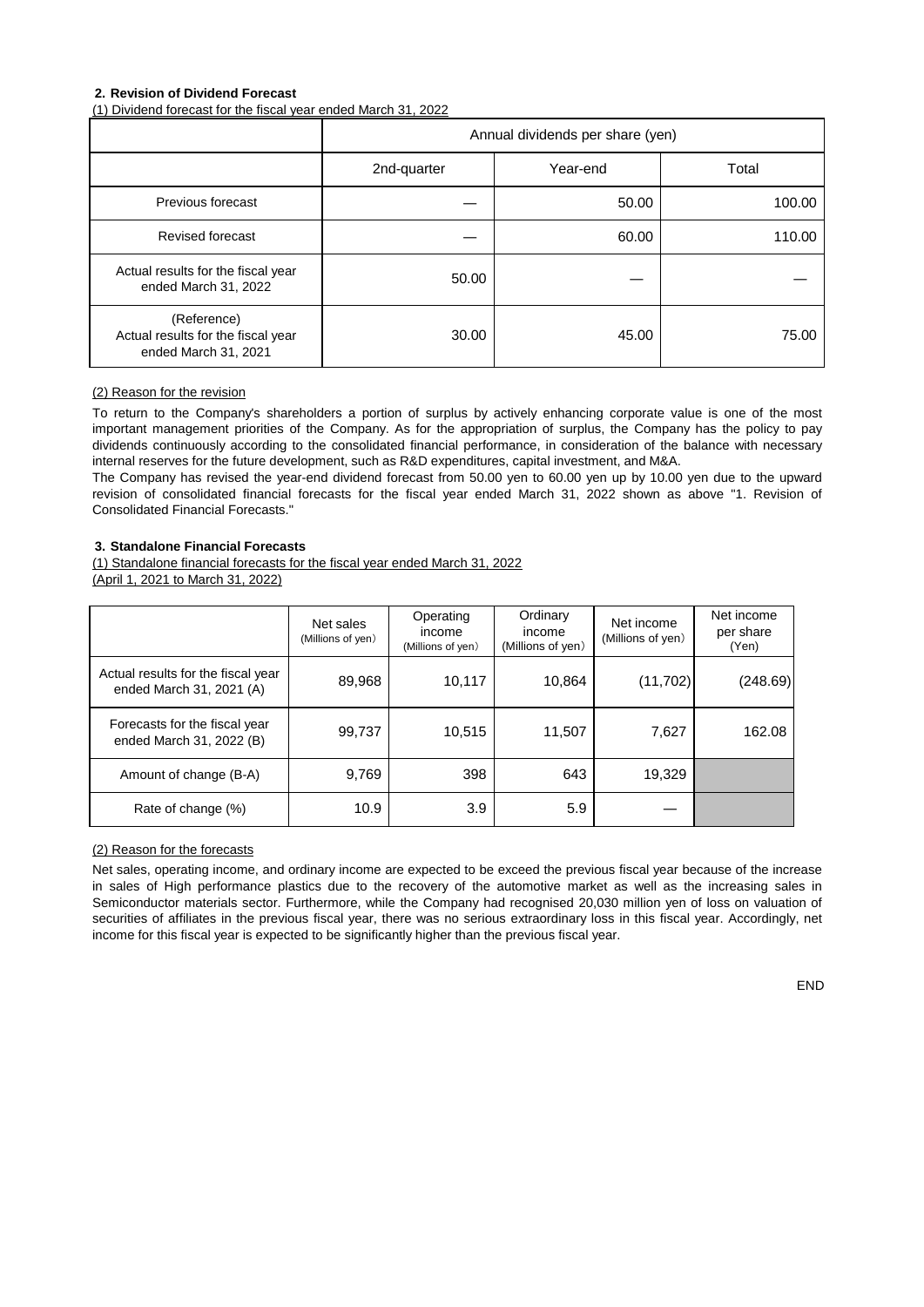## 2. Revision of Dividend Forecast

(1) Dividend forecast for the fiscal year ended March 31, 2022

| | Annual dividends per share (yen) | | |
|---|---|---|---|
| | 2nd-quarter | Year-end | Total |
| Previous forecast | ― | 50.00 | 100.00 |
| Revised forecast | ― | 60.00 | 110.00 |
| Actual results for the fiscal year ended March 31, 2022 | 50.00 | ― | ― |
| (Reference) Actual results for the fiscal year ended March 31, 2021 | 30.00 | 45.00 | 75.00 |

(2) Reason for the revision

To return to the Company's shareholders a portion of surplus by actively enhancing corporate value is one of the most important management priorities of the Company. As for the appropriation of surplus, the Company has the policy to pay dividends continuously according to the consolidated financial performance, in consideration of the balance with necessary internal reserves for the future development, such as R&D expenditures, capital investment, and M&A.

The Company has revised the year-end dividend forecast from 50.00 yen to 60.00 yen up by 10.00 yen due to the upward revision of consolidated financial forecasts for the fiscal year ended March 31, 2022 shown as above "1. Revision of Consolidated Financial Forecasts."

## 3. Standalone Financial Forecasts

(1) Standalone financial forecasts for the fiscal year ended March 31, 2022
(April 1, 2021 to March 31, 2022)

| | Net sales (Millions of yen) | Operating income (Millions of yen) | Ordinary income (Millions of yen) | Net income (Millions of yen) | Net income per share (Yen) |
|---|---|---|---|---|---|
| Actual results for the fiscal year ended March 31, 2021 (A) | 89,968 | 10,117 | 10,864 | (11,702) | (248.69) |
| Forecasts for the fiscal year ended March 31, 2022 (B) | 99,737 | 10,515 | 11,507 | 7,627 | 162.08 |
| Amount of change (B-A) | 9,769 | 398 | 643 | 19,329 | |
| Rate of change (%) | 10.9 | 3.9 | 5.9 | ― | |

(2) Reason for the forecasts

Net sales, operating income, and ordinary income are expected to be exceed the previous fiscal year because of the increase in sales of High performance plastics due to the recovery of the automotive market as well as the increasing sales in Semiconductor materials sector. Furthermore, while the Company had recognised 20,030 million yen of loss on valuation of securities of affiliates in the previous fiscal year, there was no serious extraordinary loss in this fiscal year. Accordingly, net income for this fiscal year is expected to be significantly higher than the previous fiscal year.

END